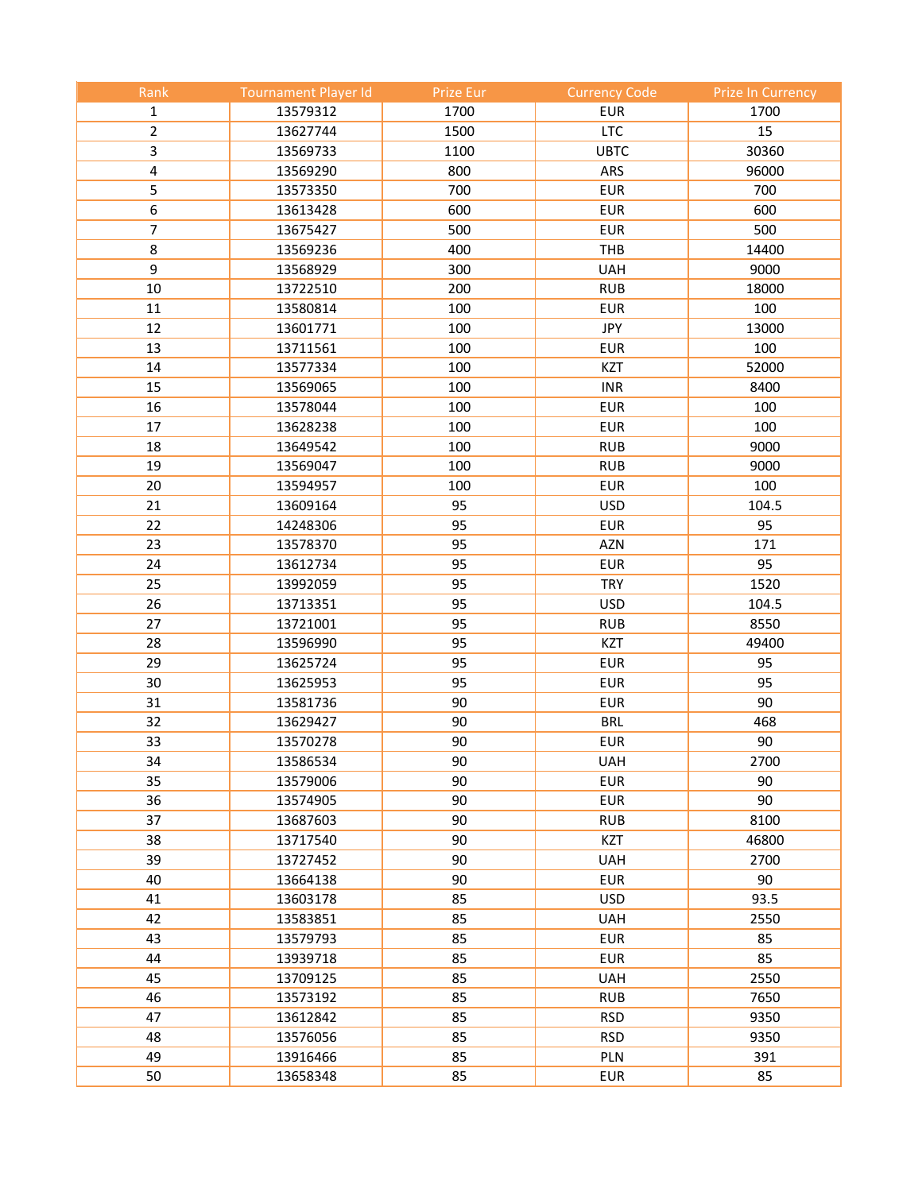| Rank | Tournament Player Id | Prize Eur | Currency Code | Prize In Currency |
|---|---|---|---|---|
| 1 | 13579312 | 1700 | EUR | 1700 |
| 2 | 13627744 | 1500 | LTC | 15 |
| 3 | 13569733 | 1100 | UBTC | 30360 |
| 4 | 13569290 | 800 | ARS | 96000 |
| 5 | 13573350 | 700 | EUR | 700 |
| 6 | 13613428 | 600 | EUR | 600 |
| 7 | 13675427 | 500 | EUR | 500 |
| 8 | 13569236 | 400 | THB | 14400 |
| 9 | 13568929 | 300 | UAH | 9000 |
| 10 | 13722510 | 200 | RUB | 18000 |
| 11 | 13580814 | 100 | EUR | 100 |
| 12 | 13601771 | 100 | JPY | 13000 |
| 13 | 13711561 | 100 | EUR | 100 |
| 14 | 13577334 | 100 | KZT | 52000 |
| 15 | 13569065 | 100 | INR | 8400 |
| 16 | 13578044 | 100 | EUR | 100 |
| 17 | 13628238 | 100 | EUR | 100 |
| 18 | 13649542 | 100 | RUB | 9000 |
| 19 | 13569047 | 100 | RUB | 9000 |
| 20 | 13594957 | 100 | EUR | 100 |
| 21 | 13609164 | 95 | USD | 104.5 |
| 22 | 14248306 | 95 | EUR | 95 |
| 23 | 13578370 | 95 | AZN | 171 |
| 24 | 13612734 | 95 | EUR | 95 |
| 25 | 13992059 | 95 | TRY | 1520 |
| 26 | 13713351 | 95 | USD | 104.5 |
| 27 | 13721001 | 95 | RUB | 8550 |
| 28 | 13596990 | 95 | KZT | 49400 |
| 29 | 13625724 | 95 | EUR | 95 |
| 30 | 13625953 | 95 | EUR | 95 |
| 31 | 13581736 | 90 | EUR | 90 |
| 32 | 13629427 | 90 | BRL | 468 |
| 33 | 13570278 | 90 | EUR | 90 |
| 34 | 13586534 | 90 | UAH | 2700 |
| 35 | 13579006 | 90 | EUR | 90 |
| 36 | 13574905 | 90 | EUR | 90 |
| 37 | 13687603 | 90 | RUB | 8100 |
| 38 | 13717540 | 90 | KZT | 46800 |
| 39 | 13727452 | 90 | UAH | 2700 |
| 40 | 13664138 | 90 | EUR | 90 |
| 41 | 13603178 | 85 | USD | 93.5 |
| 42 | 13583851 | 85 | UAH | 2550 |
| 43 | 13579793 | 85 | EUR | 85 |
| 44 | 13939718 | 85 | EUR | 85 |
| 45 | 13709125 | 85 | UAH | 2550 |
| 46 | 13573192 | 85 | RUB | 7650 |
| 47 | 13612842 | 85 | RSD | 9350 |
| 48 | 13576056 | 85 | RSD | 9350 |
| 49 | 13916466 | 85 | PLN | 391 |
| 50 | 13658348 | 85 | EUR | 85 |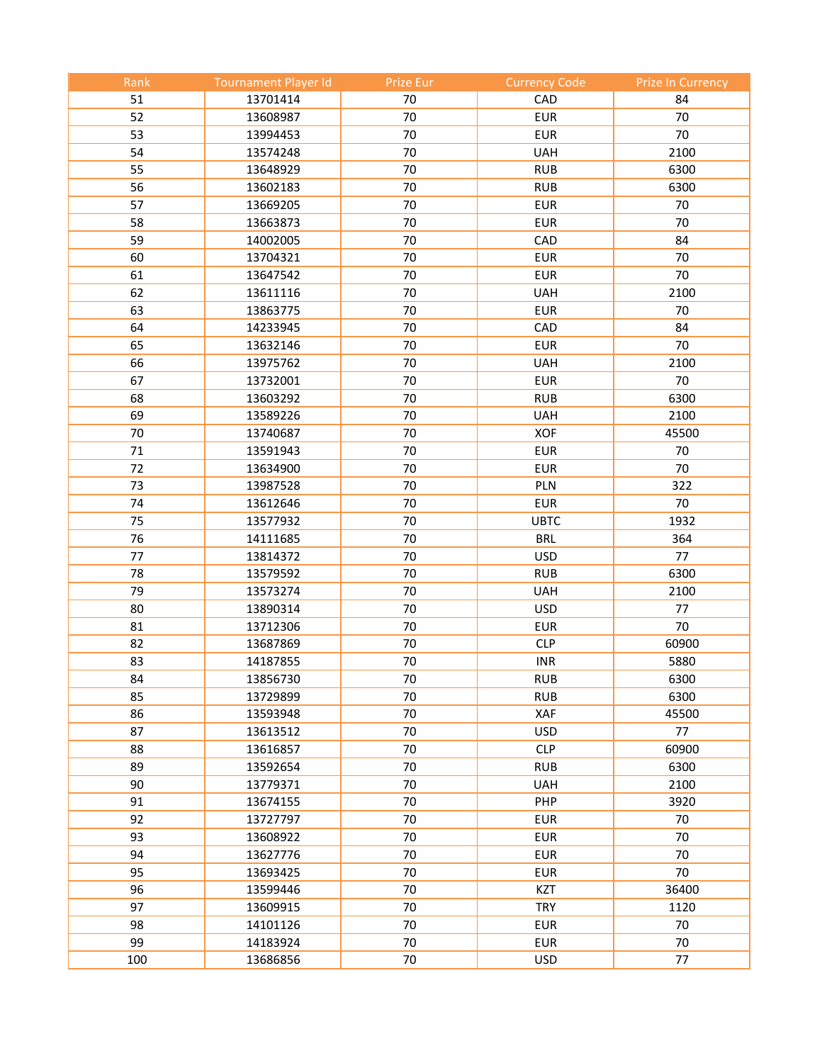| Rank | Tournament Player Id | Prize Eur | Currency Code | Prize In Currency |
|---|---|---|---|---|
| 51 | 13701414 | 70 | CAD | 84 |
| 52 | 13608987 | 70 | EUR | 70 |
| 53 | 13994453 | 70 | EUR | 70 |
| 54 | 13574248 | 70 | UAH | 2100 |
| 55 | 13648929 | 70 | RUB | 6300 |
| 56 | 13602183 | 70 | RUB | 6300 |
| 57 | 13669205 | 70 | EUR | 70 |
| 58 | 13663873 | 70 | EUR | 70 |
| 59 | 14002005 | 70 | CAD | 84 |
| 60 | 13704321 | 70 | EUR | 70 |
| 61 | 13647542 | 70 | EUR | 70 |
| 62 | 13611116 | 70 | UAH | 2100 |
| 63 | 13863775 | 70 | EUR | 70 |
| 64 | 14233945 | 70 | CAD | 84 |
| 65 | 13632146 | 70 | EUR | 70 |
| 66 | 13975762 | 70 | UAH | 2100 |
| 67 | 13732001 | 70 | EUR | 70 |
| 68 | 13603292 | 70 | RUB | 6300 |
| 69 | 13589226 | 70 | UAH | 2100 |
| 70 | 13740687 | 70 | XOF | 45500 |
| 71 | 13591943 | 70 | EUR | 70 |
| 72 | 13634900 | 70 | EUR | 70 |
| 73 | 13987528 | 70 | PLN | 322 |
| 74 | 13612646 | 70 | EUR | 70 |
| 75 | 13577932 | 70 | UBTC | 1932 |
| 76 | 14111685 | 70 | BRL | 364 |
| 77 | 13814372 | 70 | USD | 77 |
| 78 | 13579592 | 70 | RUB | 6300 |
| 79 | 13573274 | 70 | UAH | 2100 |
| 80 | 13890314 | 70 | USD | 77 |
| 81 | 13712306 | 70 | EUR | 70 |
| 82 | 13687869 | 70 | CLP | 60900 |
| 83 | 14187855 | 70 | INR | 5880 |
| 84 | 13856730 | 70 | RUB | 6300 |
| 85 | 13729899 | 70 | RUB | 6300 |
| 86 | 13593948 | 70 | XAF | 45500 |
| 87 | 13613512 | 70 | USD | 77 |
| 88 | 13616857 | 70 | CLP | 60900 |
| 89 | 13592654 | 70 | RUB | 6300 |
| 90 | 13779371 | 70 | UAH | 2100 |
| 91 | 13674155 | 70 | PHP | 3920 |
| 92 | 13727797 | 70 | EUR | 70 |
| 93 | 13608922 | 70 | EUR | 70 |
| 94 | 13627776 | 70 | EUR | 70 |
| 95 | 13693425 | 70 | EUR | 70 |
| 96 | 13599446 | 70 | KZT | 36400 |
| 97 | 13609915 | 70 | TRY | 1120 |
| 98 | 14101126 | 70 | EUR | 70 |
| 99 | 14183924 | 70 | EUR | 70 |
| 100 | 13686856 | 70 | USD | 77 |